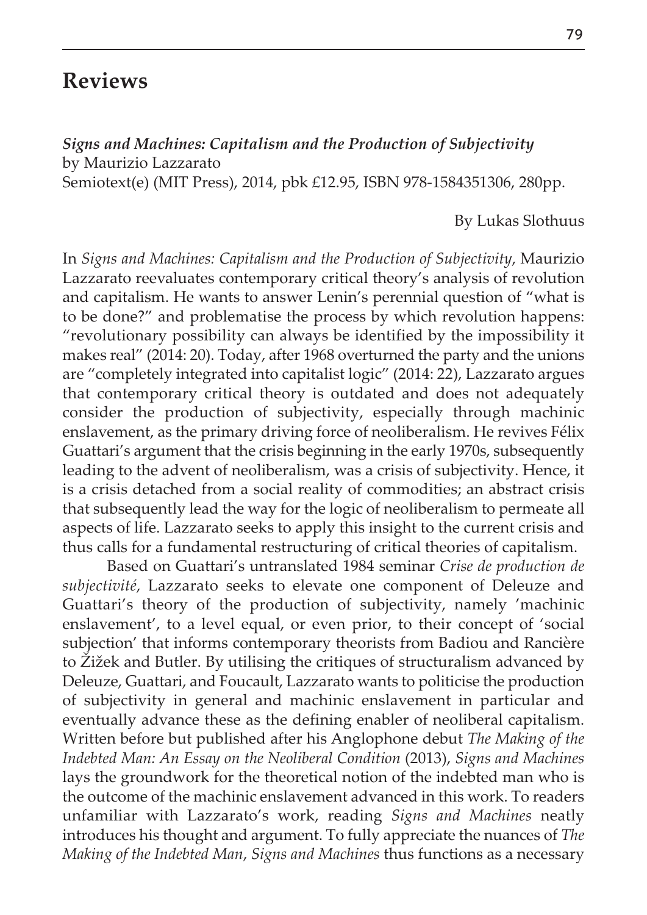# Reviews

***Signs and Machines: Capitalism and the Production of Subjectivity***
by Maurizio Lazzarato
Semiotext(e) (MIT Press), 2014, pbk £12.95, ISBN 978-1584351306, 280pp.

By Lukas Slothuus

In *Signs and Machines: Capitalism and the Production of Subjectivity*, Maurizio Lazzarato reevaluates contemporary critical theory's analysis of revolution and capitalism. He wants to answer Lenin's perennial question of "what is to be done?" and problematise the process by which revolution happens: "revolutionary possibility can always be identified by the impossibility it makes real" (2014: 20). Today, after 1968 overturned the party and the unions are "completely integrated into capitalist logic" (2014: 22), Lazzarato argues that contemporary critical theory is outdated and does not adequately consider the production of subjectivity, especially through machinic enslavement, as the primary driving force of neoliberalism. He revives Félix Guattari's argument that the crisis beginning in the early 1970s, subsequently leading to the advent of neoliberalism, was a crisis of subjectivity. Hence, it is a crisis detached from a social reality of commodities; an abstract crisis that subsequently lead the way for the logic of neoliberalism to permeate all aspects of life. Lazzarato seeks to apply this insight to the current crisis and thus calls for a fundamental restructuring of critical theories of capitalism.

Based on Guattari's untranslated 1984 seminar *Crise de production de subjectivité*, Lazzarato seeks to elevate one component of Deleuze and Guattari's theory of the production of subjectivity, namely 'machinic enslavement', to a level equal, or even prior, to their concept of 'social subjection' that informs contemporary theorists from Badiou and Rancière to Žižek and Butler. By utilising the critiques of structuralism advanced by Deleuze, Guattari, and Foucault, Lazzarato wants to politicise the production of subjectivity in general and machinic enslavement in particular and eventually advance these as the defining enabler of neoliberal capitalism. Written before but published after his Anglophone debut *The Making of the Indebted Man: An Essay on the Neoliberal Condition* (2013), *Signs and Machines* lays the groundwork for the theoretical notion of the indebted man who is the outcome of the machinic enslavement advanced in this work. To readers unfamiliar with Lazzarato's work, reading *Signs and Machines* neatly introduces his thought and argument. To fully appreciate the nuances of *The Making of the Indebted Man*, *Signs and Machines* thus functions as a necessary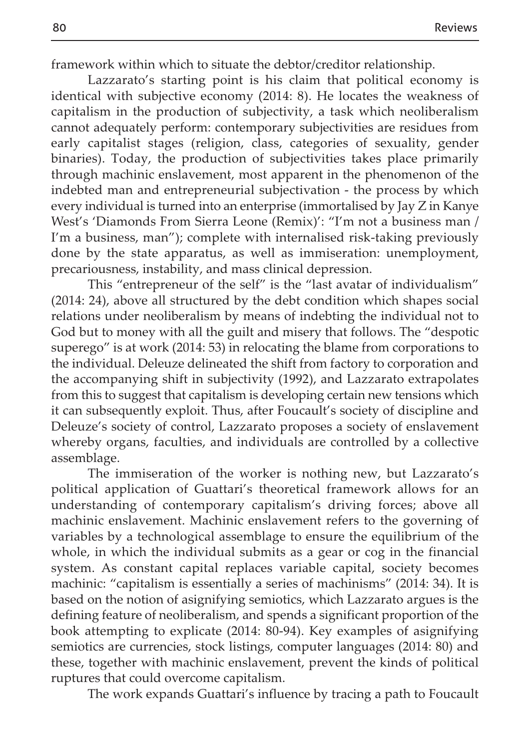framework within which to situate the debtor/creditor relationship.

Lazzarato's starting point is his claim that political economy is identical with subjective economy (2014: 8). He locates the weakness of capitalism in the production of subjectivity, a task which neoliberalism cannot adequately perform: contemporary subjectivities are residues from early capitalist stages (religion, class, categories of sexuality, gender binaries). Today, the production of subjectivities takes place primarily through machinic enslavement, most apparent in the phenomenon of the indebted man and entrepreneurial subjectivation - the process by which every individual is turned into an enterprise (immortalised by Jay Z in Kanye West's 'Diamonds From Sierra Leone (Remix)': "I'm not a business man / I'm a business, man"); complete with internalised risk-taking previously done by the state apparatus, as well as immiseration: unemployment, precariousness, instability, and mass clinical depression.

This "entrepreneur of the self" is the "last avatar of individualism" (2014: 24), above all structured by the debt condition which shapes social relations under neoliberalism by means of indebting the individual not to God but to money with all the guilt and misery that follows. The "despotic superego" is at work (2014: 53) in relocating the blame from corporations to the individual. Deleuze delineated the shift from factory to corporation and the accompanying shift in subjectivity (1992), and Lazzarato extrapolates from this to suggest that capitalism is developing certain new tensions which it can subsequently exploit. Thus, after Foucault's society of discipline and Deleuze's society of control, Lazzarato proposes a society of enslavement whereby organs, faculties, and individuals are controlled by a collective assemblage.

The immiseration of the worker is nothing new, but Lazzarato's political application of Guattari's theoretical framework allows for an understanding of contemporary capitalism's driving forces; above all machinic enslavement. Machinic enslavement refers to the governing of variables by a technological assemblage to ensure the equilibrium of the whole, in which the individual submits as a gear or cog in the financial system. As constant capital replaces variable capital, society becomes machinic: "capitalism is essentially a series of machinisms" (2014: 34). It is based on the notion of asignifying semiotics, which Lazzarato argues is the defining feature of neoliberalism, and spends a significant proportion of the book attempting to explicate (2014: 80-94). Key examples of asignifying semiotics are currencies, stock listings, computer languages (2014: 80) and these, together with machinic enslavement, prevent the kinds of political ruptures that could overcome capitalism.

The work expands Guattari's influence by tracing a path to Foucault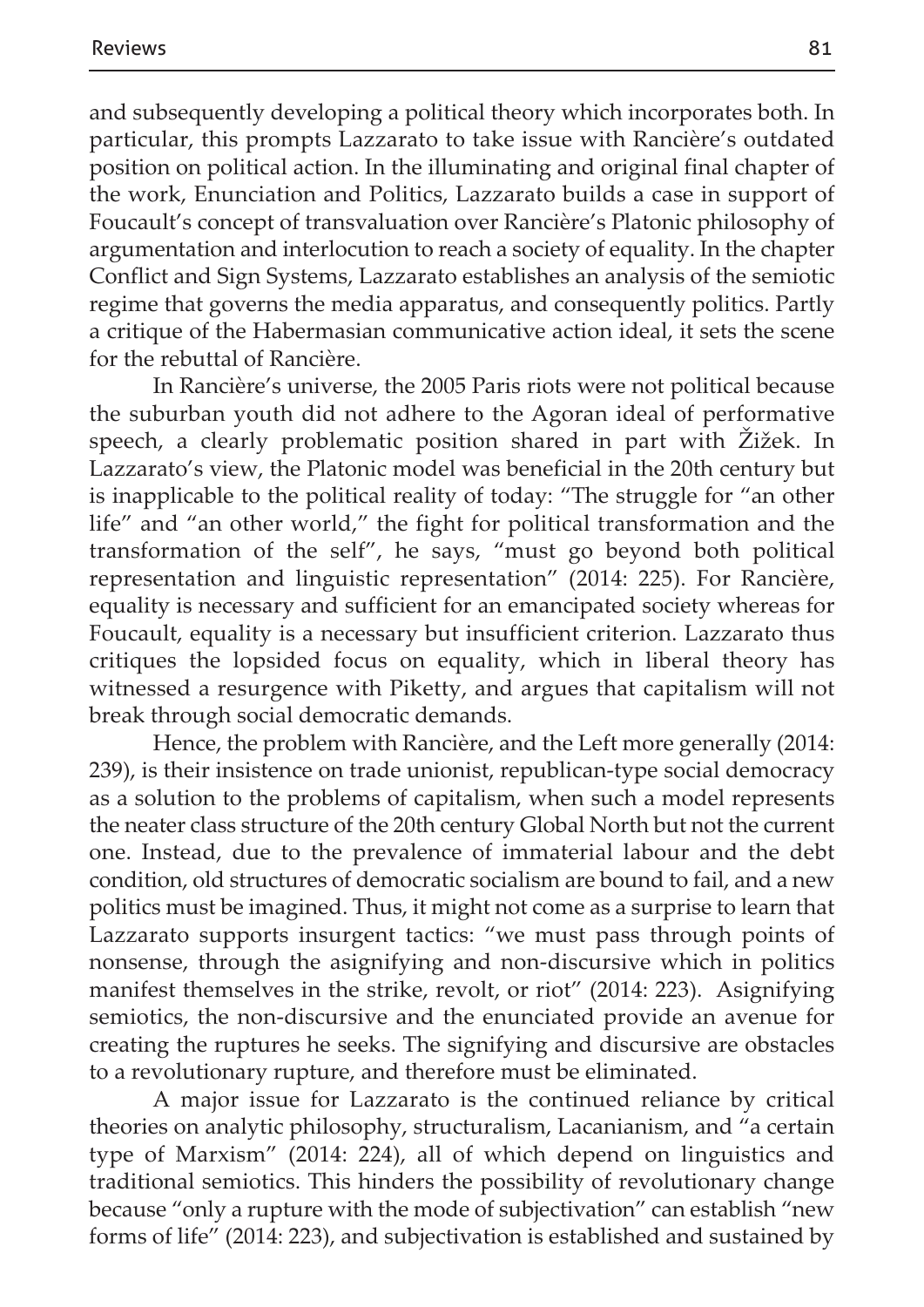and subsequently developing a political theory which incorporates both. In particular, this prompts Lazzarato to take issue with Rancière's outdated position on political action. In the illuminating and original final chapter of the work, Enunciation and Politics, Lazzarato builds a case in support of Foucault's concept of transvaluation over Rancière's Platonic philosophy of argumentation and interlocution to reach a society of equality. In the chapter Conflict and Sign Systems, Lazzarato establishes an analysis of the semiotic regime that governs the media apparatus, and consequently politics. Partly a critique of the Habermasian communicative action ideal, it sets the scene for the rebuttal of Rancière.

In Rancière's universe, the 2005 Paris riots were not political because the suburban youth did not adhere to the Agoran ideal of performative speech, a clearly problematic position shared in part with Žižek. In Lazzarato's view, the Platonic model was beneficial in the 20th century but is inapplicable to the political reality of today: "The struggle for "an other life" and "an other world," the fight for political transformation and the transformation of the self", he says, "must go beyond both political representation and linguistic representation" (2014: 225). For Rancière, equality is necessary and sufficient for an emancipated society whereas for Foucault, equality is a necessary but insufficient criterion. Lazzarato thus critiques the lopsided focus on equality, which in liberal theory has witnessed a resurgence with Piketty, and argues that capitalism will not break through social democratic demands.

Hence, the problem with Rancière, and the Left more generally (2014: 239), is their insistence on trade unionist, republican-type social democracy as a solution to the problems of capitalism, when such a model represents the neater class structure of the 20th century Global North but not the current one. Instead, due to the prevalence of immaterial labour and the debt condition, old structures of democratic socialism are bound to fail, and a new politics must be imagined. Thus, it might not come as a surprise to learn that Lazzarato supports insurgent tactics: "we must pass through points of nonsense, through the asignifying and non-discursive which in politics manifest themselves in the strike, revolt, or riot" (2014: 223). Asignifying semiotics, the non-discursive and the enunciated provide an avenue for creating the ruptures he seeks. The signifying and discursive are obstacles to a revolutionary rupture, and therefore must be eliminated.

A major issue for Lazzarato is the continued reliance by critical theories on analytic philosophy, structuralism, Lacanianism, and "a certain type of Marxism" (2014: 224), all of which depend on linguistics and traditional semiotics. This hinders the possibility of revolutionary change because "only a rupture with the mode of subjectivation" can establish "new forms of life" (2014: 223), and subjectivation is established and sustained by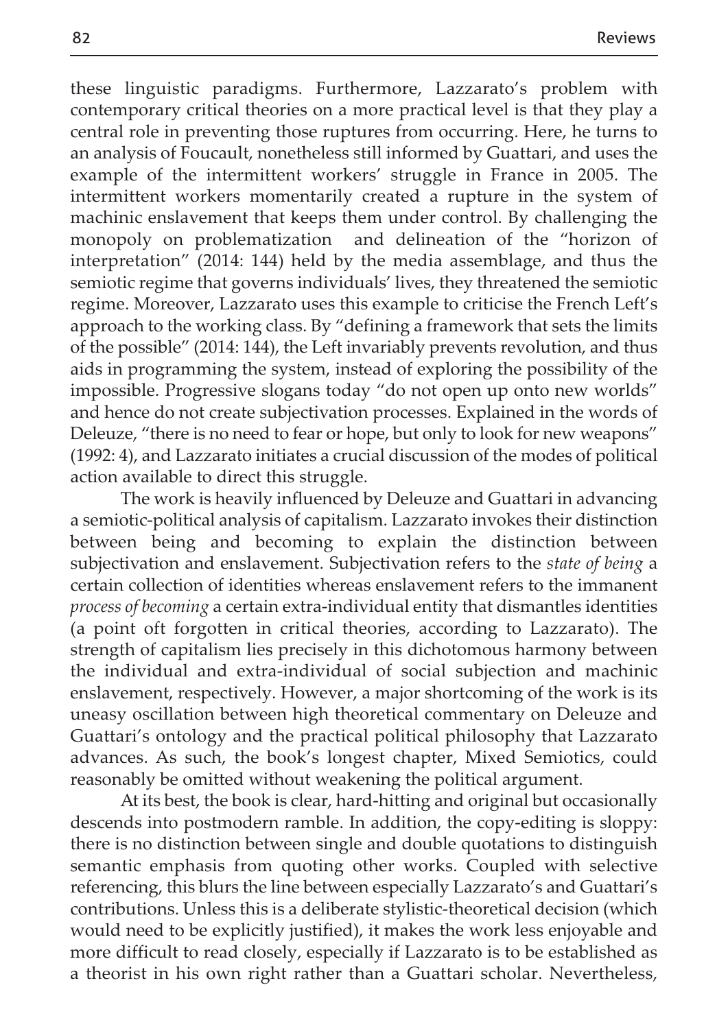these linguistic paradigms. Furthermore, Lazzarato's problem with contemporary critical theories on a more practical level is that they play a central role in preventing those ruptures from occurring. Here, he turns to an analysis of Foucault, nonetheless still informed by Guattari, and uses the example of the intermittent workers' struggle in France in 2005. The intermittent workers momentarily created a rupture in the system of machinic enslavement that keeps them under control. By challenging the monopoly on problematization and delineation of the "horizon of interpretation" (2014: 144) held by the media assemblage, and thus the semiotic regime that governs individuals' lives, they threatened the semiotic regime. Moreover, Lazzarato uses this example to criticise the French Left's approach to the working class. By "defining a framework that sets the limits of the possible" (2014: 144), the Left invariably prevents revolution, and thus aids in programming the system, instead of exploring the possibility of the impossible. Progressive slogans today "do not open up onto new worlds" and hence do not create subjectivation processes. Explained in the words of Deleuze, "there is no need to fear or hope, but only to look for new weapons" (1992: 4), and Lazzarato initiates a crucial discussion of the modes of political action available to direct this struggle.

The work is heavily influenced by Deleuze and Guattari in advancing a semiotic-political analysis of capitalism. Lazzarato invokes their distinction between being and becoming to explain the distinction between subjectivation and enslavement. Subjectivation refers to the *state of being* a certain collection of identities whereas enslavement refers to the immanent *process of becoming* a certain extra-individual entity that dismantles identities (a point oft forgotten in critical theories, according to Lazzarato). The strength of capitalism lies precisely in this dichotomous harmony between the individual and extra-individual of social subjection and machinic enslavement, respectively. However, a major shortcoming of the work is its uneasy oscillation between high theoretical commentary on Deleuze and Guattari's ontology and the practical political philosophy that Lazzarato advances. As such, the book's longest chapter, Mixed Semiotics, could reasonably be omitted without weakening the political argument.

At its best, the book is clear, hard-hitting and original but occasionally descends into postmodern ramble. In addition, the copy-editing is sloppy: there is no distinction between single and double quotations to distinguish semantic emphasis from quoting other works. Coupled with selective referencing, this blurs the line between especially Lazzarato's and Guattari's contributions. Unless this is a deliberate stylistic-theoretical decision (which would need to be explicitly justified), it makes the work less enjoyable and more difficult to read closely, especially if Lazzarato is to be established as a theorist in his own right rather than a Guattari scholar. Nevertheless,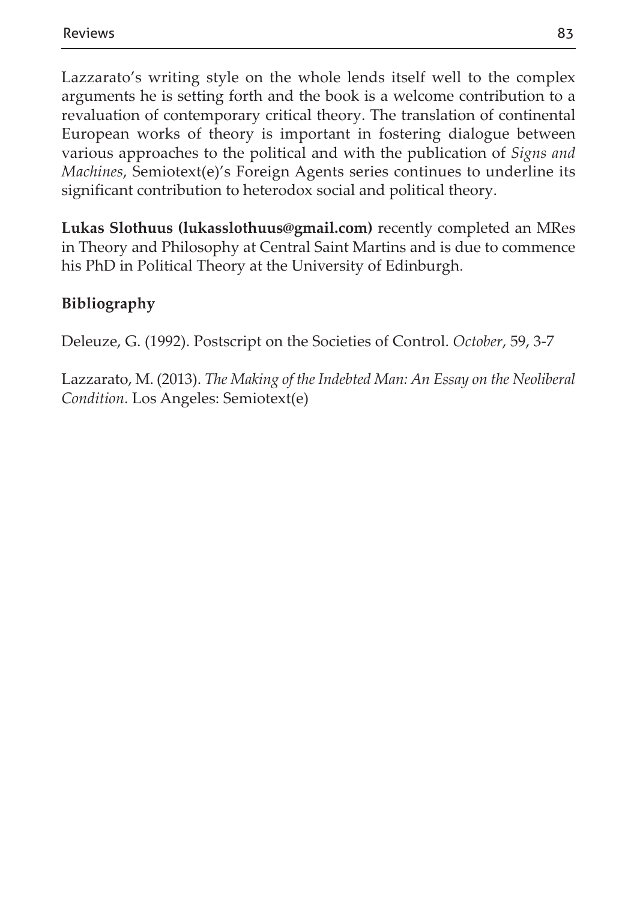Lazzarato's writing style on the whole lends itself well to the complex arguments he is setting forth and the book is a welcome contribution to a revaluation of contemporary critical theory. The translation of continental European works of theory is important in fostering dialogue between various approaches to the political and with the publication of *Signs and Machines*, Semiotext(e)'s Foreign Agents series continues to underline its significant contribution to heterodox social and political theory.

**Lukas Slothuus (lukasslothuus@gmail.com)** recently completed an MRes in Theory and Philosophy at Central Saint Martins and is due to commence his PhD in Political Theory at the University of Edinburgh.

## Bibliography

Deleuze, G. (1992). Postscript on the Societies of Control. *October*, 59, 3-7

Lazzarato, M. (2013). *The Making of the Indebted Man: An Essay on the Neoliberal Condition*. Los Angeles: Semiotext(e)